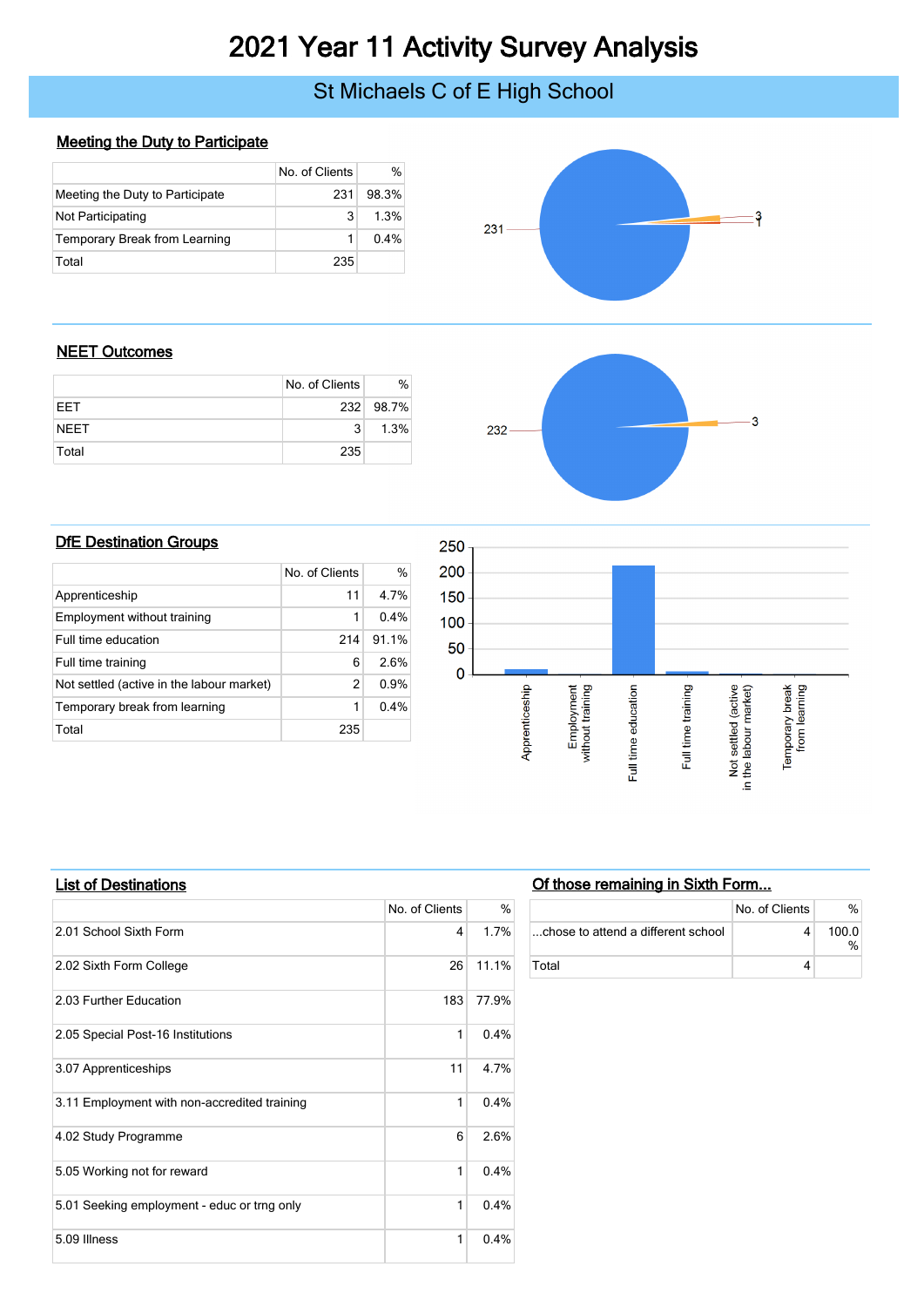# 2021 Year 11 Activity Survey Analysis

## St Michaels C of E High School

### Meeting the Duty to Participate

| | No. of Clients | % |
|---|---|---|
| Meeting the Duty to Participate | 231 | 98.3% |
| Not Participating | 3 | 1.3% |
| Temporary Break from Learning | 1 | 0.4% |
| Total | 235 | |

### NEET Outcomes

| | No. of Clients | % |
|---|---|---|
| EET | 232 | 98.7% |
| NEET | 3 | 1.3% |
| Total | 235 | |

### DfE Destination Groups

| | No. of Clients | % |
|---|---|---|
| Apprenticeship | 11 | 4.7% |
| Employment without training | 1 | 0.4% |
| Full time education | 214 | 91.1% |
| Full time training | 6 | 2.6% |
| Not settled (active in the labour market) | 2 | 0.9% |
| Temporary break from learning | 1 | 0.4% |
| Total | 235 | |

### List of Destinations

| | No. of Clients | % |
|---|---|---|
| 2.01 School Sixth Form | 4 | 1.7% |
| 2.02 Sixth Form College | 26 | 11.1% |
| 2.03 Further Education | 183 | 77.9% |
| 2.05 Special Post-16 Institutions | 1 | 0.4% |
| 3.07 Apprenticeships | 11 | 4.7% |
| 3.11 Employment with non-accredited training | 1 | 0.4% |
| 4.02 Study Programme | 6 | 2.6% |
| 5.05 Working not for reward | 1 | 0.4% |
| 5.01 Seeking employment - educ or trng only | 1 | 0.4% |
| 5.09 Illness | 1 | 0.4% |

### Of those remaining in Sixth Form...

| | No. of Clients | % |
|---|---|---|
| ...chose to attend a different school | 4 | 100.0 % |
| Total | 4 | |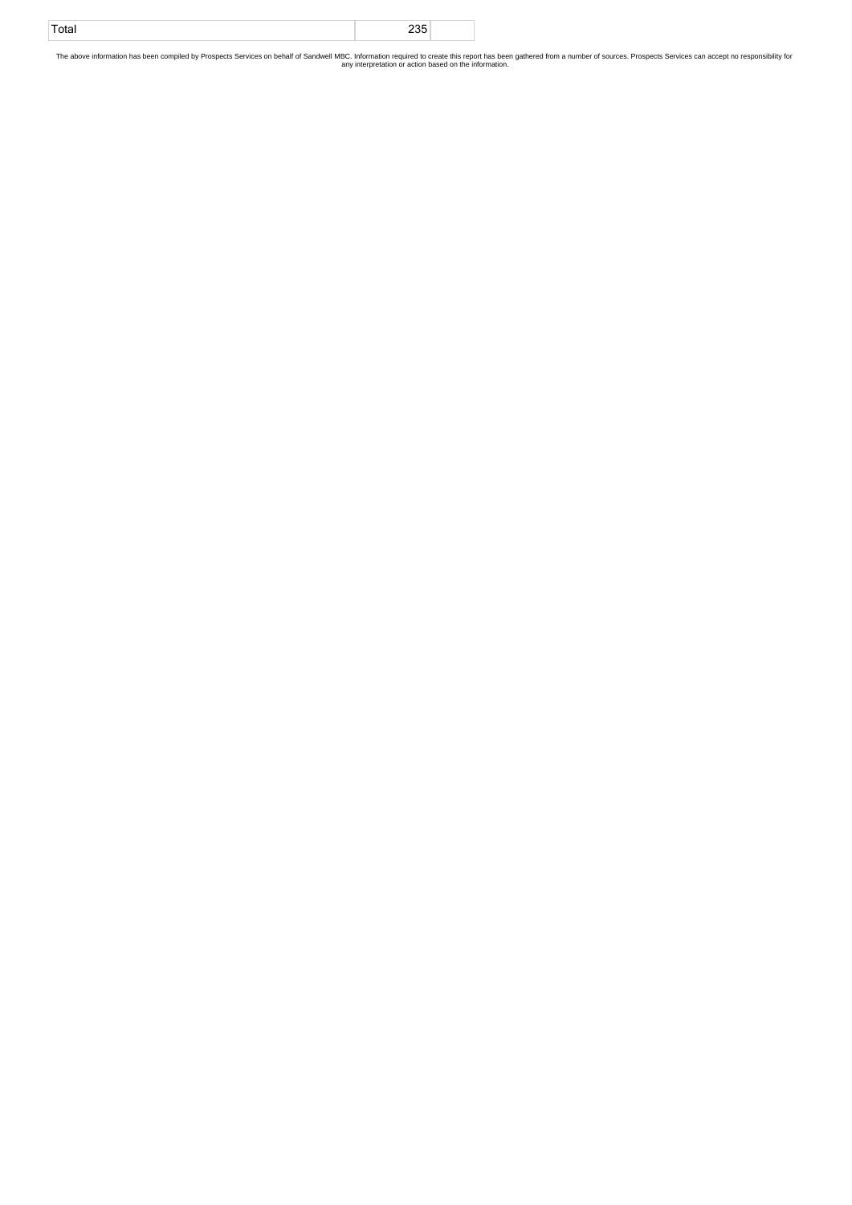| | | |
|---|---|---|
| Total | 235 | |

The above information has been compiled by Prospects Services on behalf of Sandwell MBC. Information required to create this report has been gathered from a number of sources. Prospects Services can accept no responsibility for any interpretation or action based on the information.